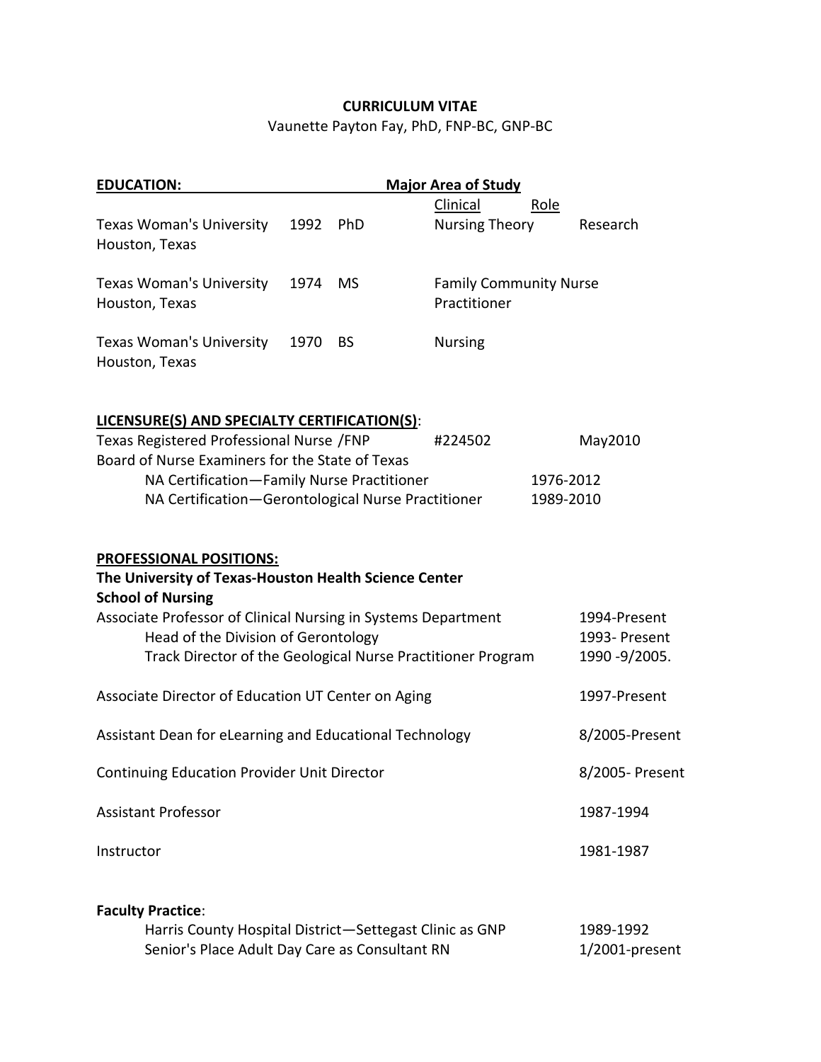**CURRICULUM VITAE**

Vaunette Payton Fay, PhD, FNP-BC, GNP-BC

## EDUCATION:

| Institution | Year | Degree | Major Area of Study: Clinical | Role |
|---|---|---|---|---|
| Texas Woman's University, Houston, Texas | 1992 | PhD | Nursing Theory | Research |
| Texas Woman's University, Houston, Texas | 1974 | MS | Family Community Nurse Practitioner | |
| Texas Woman's University, Houston, Texas | 1970 | BS | Nursing | |

## LICENSURE(S) AND SPECIALTY CERTIFICATION(S):

Texas Registered Professional Nurse /FNP — #224502 — May2010

Board of Nurse Examiners for the State of Texas

- NA Certification—Family Nurse Practitioner — 1976-2012
- NA Certification—Gerontological Nurse Practitioner — 1989-2010

## PROFESSIONAL POSITIONS:

**The University of Texas-Houston Health Science Center**
**School of Nursing**

Associate Professor of Clinical Nursing in Systems Department — 1994-Present

- Head of the Division of Gerontology — 1993- Present
- Track Director of the Geological Nurse Practitioner Program — 1990 -9/2005.

Associate Director of Education UT Center on Aging — 1997-Present

Assistant Dean for eLearning and Educational Technology — 8/2005-Present

Continuing Education Provider Unit Director — 8/2005- Present

Assistant Professor — 1987-1994

Instructor — 1981-1987

**Faculty Practice**:

- Harris County Hospital District—Settegast Clinic as GNP — 1989-1992
- Senior's Place Adult Day Care as Consultant RN — 1/2001-present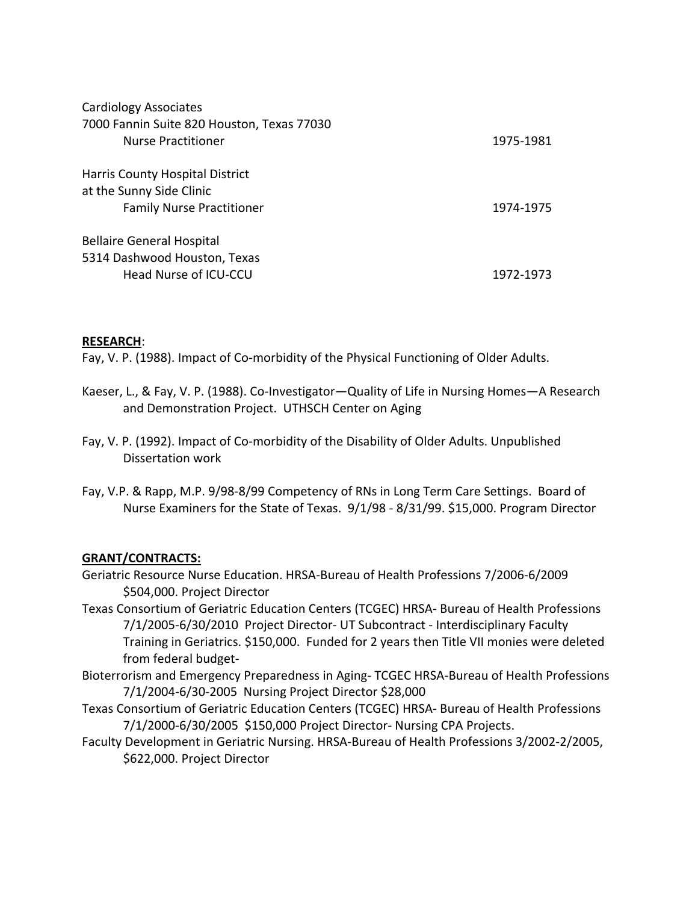Cardiology Associates
7000 Fannin Suite 820 Houston, Texas 77030
Nurse Practitioner 1975-1981

Harris County Hospital District
at the Sunny Side Clinic
Family Nurse Practitioner 1974-1975

Bellaire General Hospital
5314 Dashwood Houston, Texas
Head Nurse of ICU-CCU 1972-1973

**RESEARCH**:

Fay, V. P. (1988). Impact of Co-morbidity of the Physical Functioning of Older Adults.

Kaeser, L., & Fay, V. P. (1988). Co-Investigator—Quality of Life in Nursing Homes—A Research and Demonstration Project. UTHSCH Center on Aging

Fay, V. P. (1992). Impact of Co-morbidity of the Disability of Older Adults. Unpublished Dissertation work

Fay, V.P. & Rapp, M.P. 9/98-8/99 Competency of RNs in Long Term Care Settings. Board of Nurse Examiners for the State of Texas. 9/1/98 - 8/31/99. $15,000. Program Director

**GRANT/CONTRACTS:**

Geriatric Resource Nurse Education. HRSA-Bureau of Health Professions 7/2006-6/2009 $504,000. Project Director

Texas Consortium of Geriatric Education Centers (TCGEC) HRSA- Bureau of Health Professions 7/1/2005-6/30/2010 Project Director- UT Subcontract - Interdisciplinary Faculty Training in Geriatrics. $150,000. Funded for 2 years then Title VII monies were deleted from federal budget-

Bioterrorism and Emergency Preparedness in Aging- TCGEC HRSA-Bureau of Health Professions 7/1/2004-6/30-2005 Nursing Project Director $28,000

Texas Consortium of Geriatric Education Centers (TCGEC) HRSA- Bureau of Health Professions 7/1/2000-6/30/2005 $150,000 Project Director- Nursing CPA Projects.

Faculty Development in Geriatric Nursing. HRSA-Bureau of Health Professions 3/2002-2/2005, $622,000. Project Director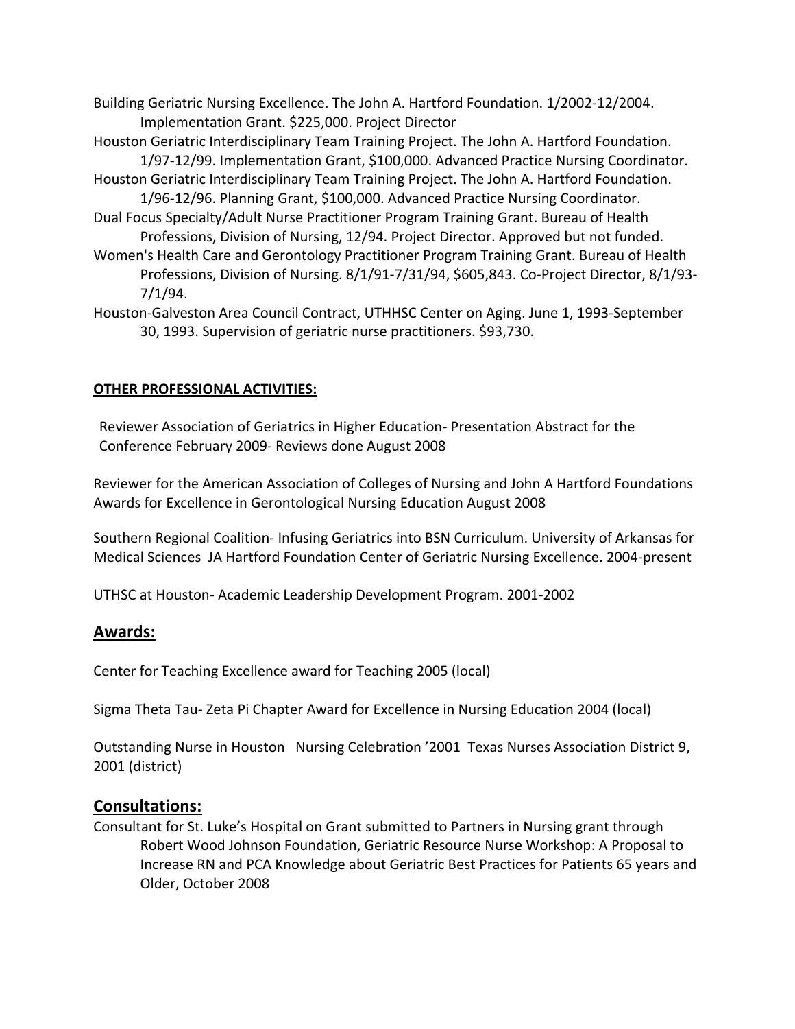Building Geriatric Nursing Excellence. The John A. Hartford Foundation. 1/2002-12/2004. Implementation Grant. $225,000. Project Director

Houston Geriatric Interdisciplinary Team Training Project. The John A. Hartford Foundation. 1/97-12/99. Implementation Grant, $100,000. Advanced Practice Nursing Coordinator.

Houston Geriatric Interdisciplinary Team Training Project. The John A. Hartford Foundation. 1/96-12/96. Planning Grant, $100,000. Advanced Practice Nursing Coordinator.

Dual Focus Specialty/Adult Nurse Practitioner Program Training Grant. Bureau of Health Professions, Division of Nursing, 12/94. Project Director. Approved but not funded.

Women's Health Care and Gerontology Practitioner Program Training Grant. Bureau of Health Professions, Division of Nursing. 8/1/91-7/31/94, $605,843. Co-Project Director, 8/1/93-7/1/94.

Houston-Galveston Area Council Contract, UTHHSC Center on Aging. June 1, 1993-September 30, 1993. Supervision of geriatric nurse practitioners. $93,730.

**OTHER PROFESSIONAL ACTIVITIES:**

Reviewer Association of Geriatrics in Higher Education- Presentation Abstract for the Conference February 2009- Reviews done August 2008

Reviewer for the American Association of Colleges of Nursing and John A Hartford Foundations Awards for Excellence in Gerontological Nursing Education August 2008

Southern Regional Coalition- Infusing Geriatrics into BSN Curriculum. University of Arkansas for Medical Sciences JA Hartford Foundation Center of Geriatric Nursing Excellence. 2004-present

UTHSC at Houston- Academic Leadership Development Program. 2001-2002

## Awards:

Center for Teaching Excellence award for Teaching 2005 (local)

Sigma Theta Tau- Zeta Pi Chapter Award for Excellence in Nursing Education 2004 (local)

Outstanding Nurse in Houston Nursing Celebration '2001 Texas Nurses Association District 9, 2001 (district)

## Consultations:

Consultant for St. Luke's Hospital on Grant submitted to Partners in Nursing grant through Robert Wood Johnson Foundation, Geriatric Resource Nurse Workshop: A Proposal to Increase RN and PCA Knowledge about Geriatric Best Practices for Patients 65 years and Older, October 2008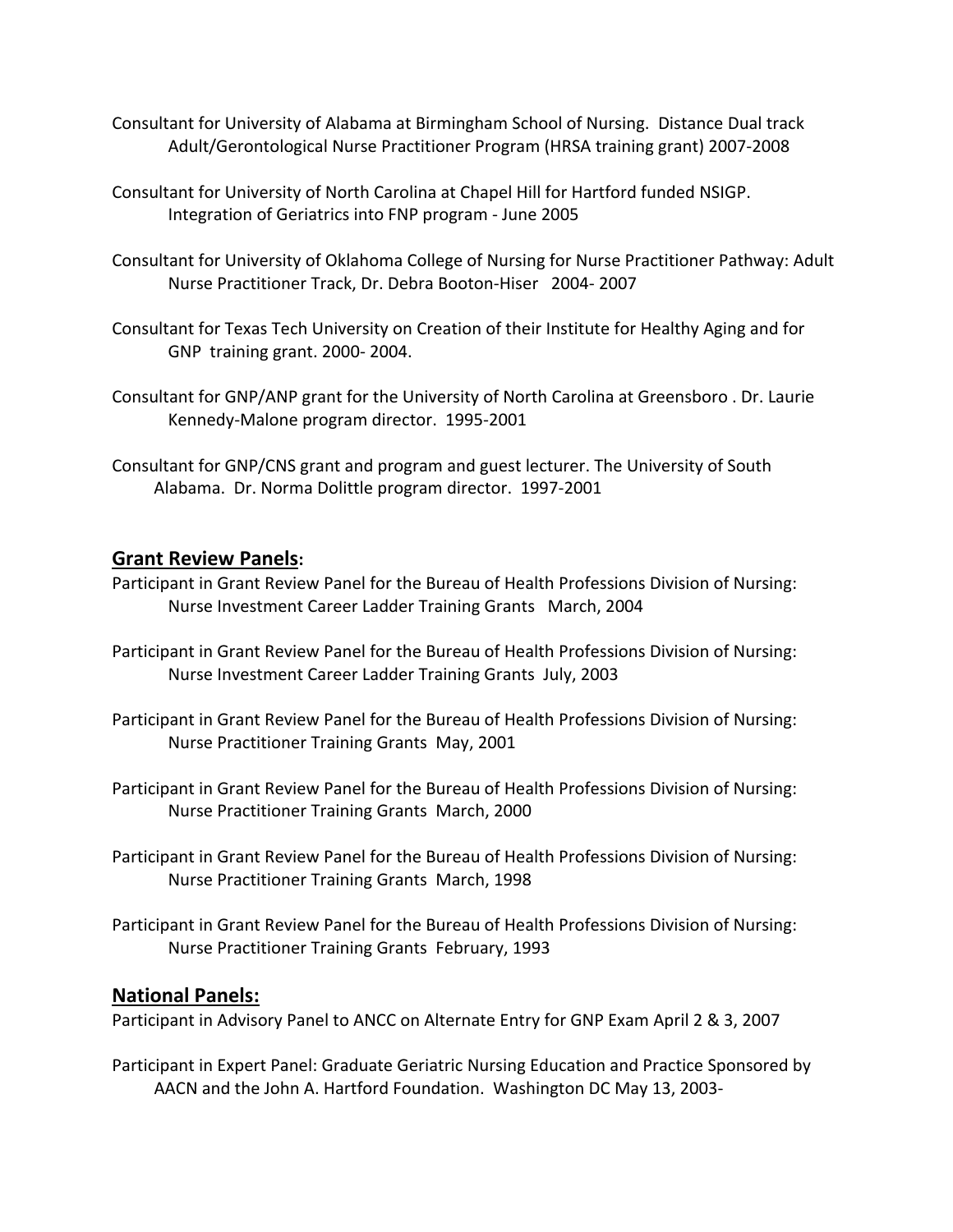Consultant for University of Alabama at Birmingham School of Nursing. Distance Dual track Adult/Gerontological Nurse Practitioner Program (HRSA training grant) 2007-2008

Consultant for University of North Carolina at Chapel Hill for Hartford funded NSIGP. Integration of Geriatrics into FNP program - June 2005

Consultant for University of Oklahoma College of Nursing for Nurse Practitioner Pathway: Adult Nurse Practitioner Track, Dr. Debra Booton-Hiser 2004- 2007

Consultant for Texas Tech University on Creation of their Institute for Healthy Aging and for GNP training grant. 2000- 2004.

Consultant for GNP/ANP grant for the University of North Carolina at Greensboro . Dr. Laurie Kennedy-Malone program director. 1995-2001

Consultant for GNP/CNS grant and program and guest lecturer. The University of South Alabama. Dr. Norma Dolittle program director. 1997-2001

## **Grant Review Panels:**

Participant in Grant Review Panel for the Bureau of Health Professions Division of Nursing: Nurse Investment Career Ladder Training Grants March, 2004

Participant in Grant Review Panel for the Bureau of Health Professions Division of Nursing: Nurse Investment Career Ladder Training Grants July, 2003

Participant in Grant Review Panel for the Bureau of Health Professions Division of Nursing: Nurse Practitioner Training Grants May, 2001

Participant in Grant Review Panel for the Bureau of Health Professions Division of Nursing: Nurse Practitioner Training Grants March, 2000

Participant in Grant Review Panel for the Bureau of Health Professions Division of Nursing: Nurse Practitioner Training Grants March, 1998

Participant in Grant Review Panel for the Bureau of Health Professions Division of Nursing: Nurse Practitioner Training Grants February, 1993

## **National Panels:**

Participant in Advisory Panel to ANCC on Alternate Entry for GNP Exam April 2 & 3, 2007

Participant in Expert Panel: Graduate Geriatric Nursing Education and Practice Sponsored by AACN and the John A. Hartford Foundation. Washington DC May 13, 2003-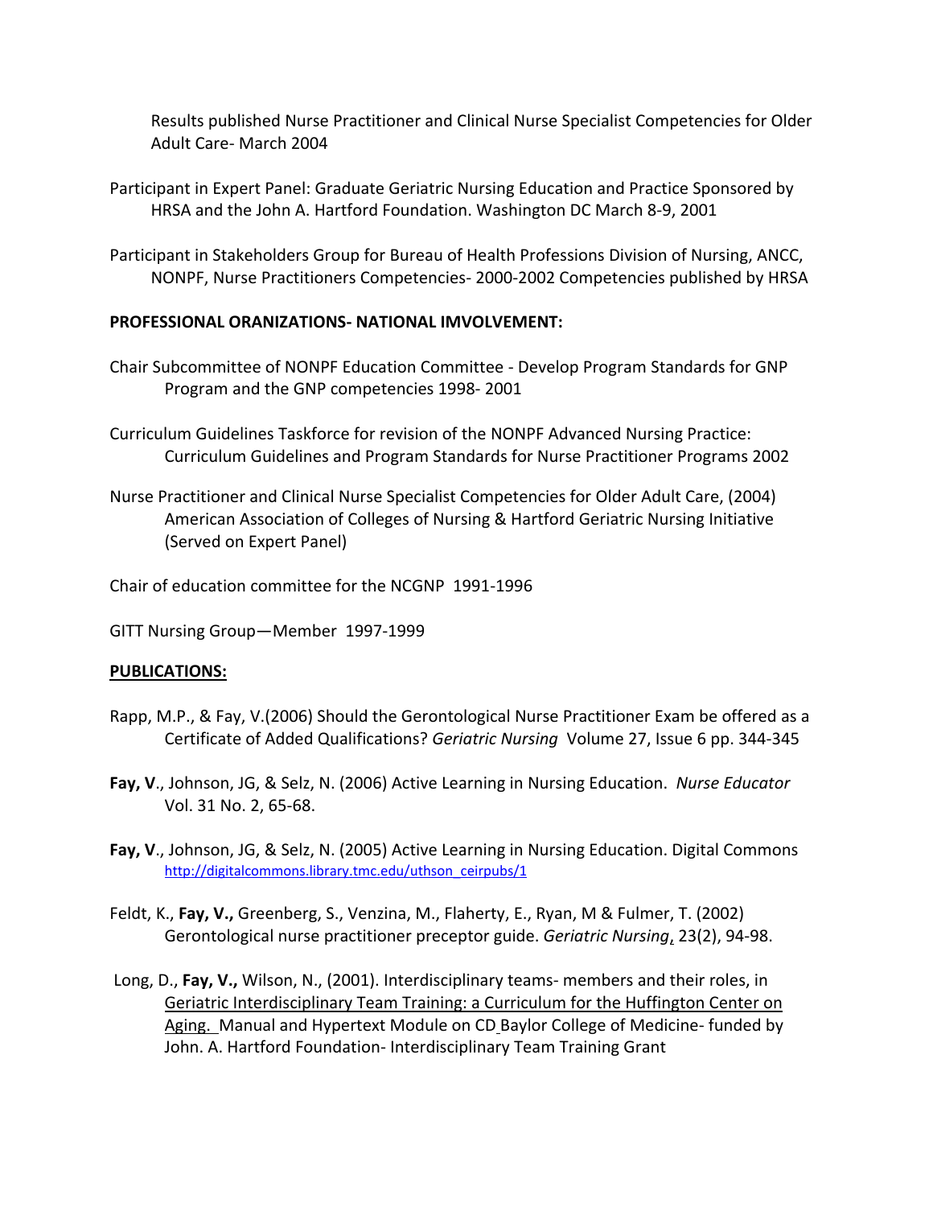Results published Nurse Practitioner and Clinical Nurse Specialist Competencies for Older Adult Care- March 2004

Participant in Expert Panel: Graduate Geriatric Nursing Education and Practice Sponsored by HRSA and the John A. Hartford Foundation. Washington DC March 8-9, 2001

Participant in Stakeholders Group for Bureau of Health Professions Division of Nursing, ANCC, NONPF, Nurse Practitioners Competencies- 2000-2002 Competencies published by HRSA

**PROFESSIONAL ORANIZATIONS- NATIONAL IMVOLVEMENT:**

Chair Subcommittee of NONPF Education Committee - Develop Program Standards for GNP Program and the GNP competencies 1998- 2001

Curriculum Guidelines Taskforce for revision of the NONPF Advanced Nursing Practice: Curriculum Guidelines and Program Standards for Nurse Practitioner Programs 2002

Nurse Practitioner and Clinical Nurse Specialist Competencies for Older Adult Care, (2004) American Association of Colleges of Nursing & Hartford Geriatric Nursing Initiative (Served on Expert Panel)

Chair of education committee for the NCGNP 1991-1996

GITT Nursing Group—Member 1997-1999

**PUBLICATIONS:**

Rapp, M.P., & Fay, V.(2006) Should the Gerontological Nurse Practitioner Exam be offered as a Certificate of Added Qualifications? *Geriatric Nursing* Volume 27, Issue 6 pp. 344-345

**Fay, V**., Johnson, JG, & Selz, N. (2006) Active Learning in Nursing Education. *Nurse Educator* Vol. 31 No. 2, 65-68.

**Fay, V**., Johnson, JG, & Selz, N. (2005) Active Learning in Nursing Education. Digital Commons http://digitalcommons.library.tmc.edu/uthson_ceirpubs/1

Feldt, K., **Fay, V.,** Greenberg, S., Venzina, M., Flaherty, E., Ryan, M & Fulmer, T. (2002) Gerontological nurse practitioner preceptor guide. *Geriatric Nursing*, 23(2), 94-98.

Long, D., **Fay, V.,** Wilson, N., (2001). Interdisciplinary teams- members and their roles, in Geriatric Interdisciplinary Team Training: a Curriculum for the Huffington Center on Aging. Manual and Hypertext Module on CD Baylor College of Medicine- funded by John. A. Hartford Foundation- Interdisciplinary Team Training Grant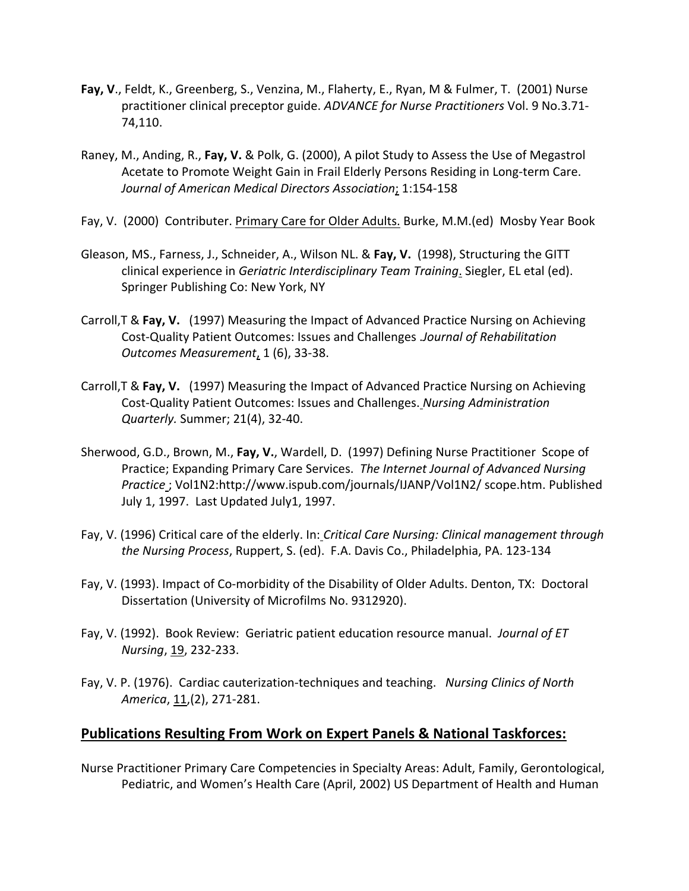**Fay, V**., Feldt, K., Greenberg, S., Venzina, M., Flaherty, E., Ryan, M & Fulmer, T. (2001) Nurse practitioner clinical preceptor guide. *ADVANCE for Nurse Practitioners* Vol. 9 No.3.71-74,110.

Raney, M., Anding, R., **Fay, V.** & Polk, G. (2000), A pilot Study to Assess the Use of Megastrol Acetate to Promote Weight Gain in Frail Elderly Persons Residing in Long-term Care. *Journal of American Medical Directors Association*; 1:154-158

Fay, V. (2000) Contributer. Primary Care for Older Adults. Burke, M.M.(ed) Mosby Year Book

Gleason, MS., Farness, J., Schneider, A., Wilson NL. & **Fay, V.** (1998), Structuring the GITT clinical experience in *Geriatric Interdisciplinary Team Training*. Siegler, EL etal (ed). Springer Publishing Co: New York, NY

Carroll,T & **Fay, V.** (1997) Measuring the Impact of Advanced Practice Nursing on Achieving Cost-Quality Patient Outcomes: Issues and Challenges .*Journal of Rehabilitation Outcomes Measurement*, 1 (6), 33-38.

Carroll,T & **Fay, V.** (1997) Measuring the Impact of Advanced Practice Nursing on Achieving Cost-Quality Patient Outcomes: Issues and Challenges. *Nursing Administration Quarterly.* Summer; 21(4), 32-40.

Sherwood, G.D., Brown, M., **Fay, V.**, Wardell, D. (1997) Defining Nurse Practitioner Scope of Practice; Expanding Primary Care Services. *The Internet Journal of Advanced Nursing Practice* ; Vol1N2:http://www.ispub.com/journals/IJANP/Vol1N2/ scope.htm. Published July 1, 1997. Last Updated July1, 1997.

Fay, V. (1996) Critical care of the elderly. In: *Critical Care Nursing: Clinical management through the Nursing Process*, Ruppert, S. (ed). F.A. Davis Co., Philadelphia, PA. 123-134

Fay, V. (1993). Impact of Co-morbidity of the Disability of Older Adults. Denton, TX: Doctoral Dissertation (University of Microfilms No. 9312920).

Fay, V. (1992). Book Review: Geriatric patient education resource manual. *Journal of ET Nursing*, 19, 232-233.

Fay, V. P. (1976). Cardiac cauterization-techniques and teaching. *Nursing Clinics of North America*, 11,(2), 271-281.

## Publications Resulting From Work on Expert Panels & National Taskforces:

Nurse Practitioner Primary Care Competencies in Specialty Areas: Adult, Family, Gerontological, Pediatric, and Women's Health Care (April, 2002) US Department of Health and Human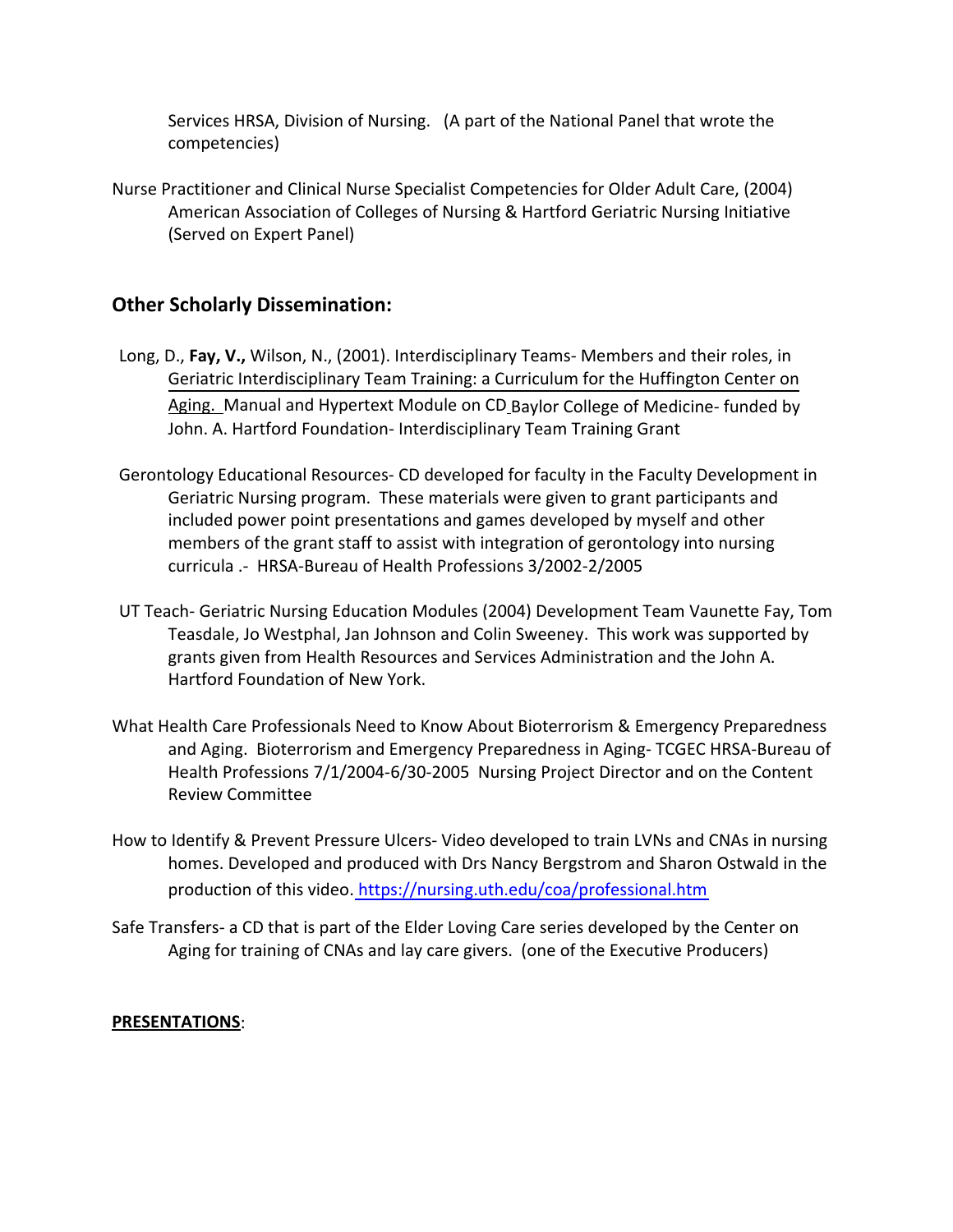Services HRSA, Division of Nursing. (A part of the National Panel that wrote the competencies)

Nurse Practitioner and Clinical Nurse Specialist Competencies for Older Adult Care, (2004) American Association of Colleges of Nursing & Hartford Geriatric Nursing Initiative (Served on Expert Panel)

## Other Scholarly Dissemination:

Long, D., **Fay, V.,** Wilson, N., (2001). Interdisciplinary Teams- Members and their roles, in Geriatric Interdisciplinary Team Training: a Curriculum for the Huffington Center on Aging. Manual and Hypertext Module on CD Baylor College of Medicine- funded by John. A. Hartford Foundation- Interdisciplinary Team Training Grant

Gerontology Educational Resources- CD developed for faculty in the Faculty Development in Geriatric Nursing program. These materials were given to grant participants and included power point presentations and games developed by myself and other members of the grant staff to assist with integration of gerontology into nursing curricula .- HRSA-Bureau of Health Professions 3/2002-2/2005

UT Teach- Geriatric Nursing Education Modules (2004) Development Team Vaunette Fay, Tom Teasdale, Jo Westphal, Jan Johnson and Colin Sweeney. This work was supported by grants given from Health Resources and Services Administration and the John A. Hartford Foundation of New York.

What Health Care Professionals Need to Know About Bioterrorism & Emergency Preparedness and Aging. Bioterrorism and Emergency Preparedness in Aging- TCGEC HRSA-Bureau of Health Professions 7/1/2004-6/30-2005 Nursing Project Director and on the Content Review Committee

How to Identify & Prevent Pressure Ulcers- Video developed to train LVNs and CNAs in nursing homes. Developed and produced with Drs Nancy Bergstrom and Sharon Ostwald in the production of this video. https://nursing.uth.edu/coa/professional.htm

Safe Transfers- a CD that is part of the Elder Loving Care series developed by the Center on Aging for training of CNAs and lay care givers. (one of the Executive Producers)

**PRESENTATIONS**: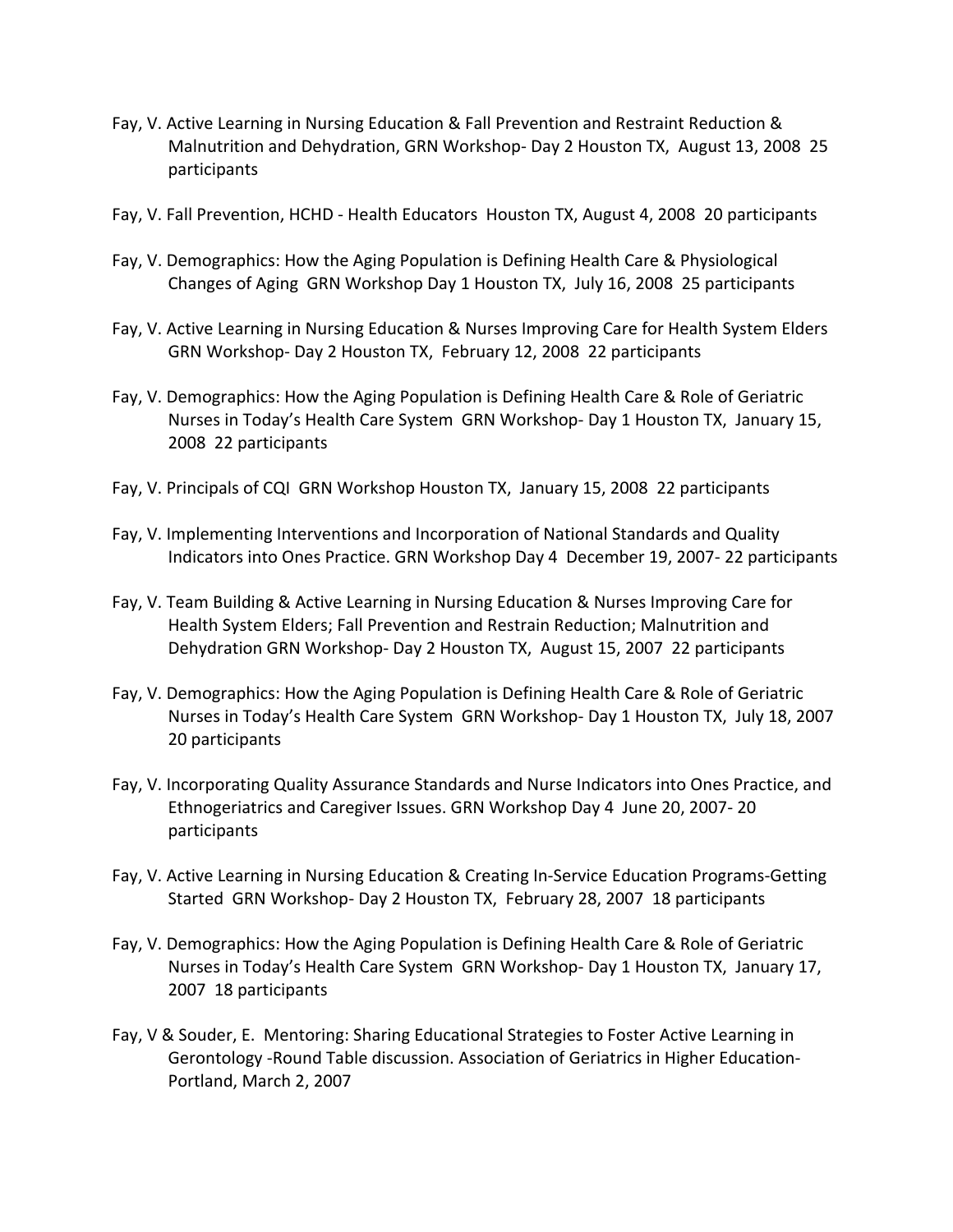Fay, V. Active Learning in Nursing Education & Fall Prevention and Restraint Reduction & Malnutrition and Dehydration, GRN Workshop- Day 2 Houston TX, August 13, 2008 25 participants

Fay, V. Fall Prevention, HCHD - Health Educators Houston TX, August 4, 2008 20 participants

Fay, V. Demographics: How the Aging Population is Defining Health Care & Physiological Changes of Aging GRN Workshop Day 1 Houston TX, July 16, 2008 25 participants

Fay, V. Active Learning in Nursing Education & Nurses Improving Care for Health System Elders GRN Workshop- Day 2 Houston TX, February 12, 2008 22 participants

Fay, V. Demographics: How the Aging Population is Defining Health Care & Role of Geriatric Nurses in Today's Health Care System GRN Workshop- Day 1 Houston TX, January 15, 2008 22 participants

Fay, V. Principals of CQI GRN Workshop Houston TX, January 15, 2008 22 participants

Fay, V. Implementing Interventions and Incorporation of National Standards and Quality Indicators into Ones Practice. GRN Workshop Day 4 December 19, 2007- 22 participants

Fay, V. Team Building & Active Learning in Nursing Education & Nurses Improving Care for Health System Elders; Fall Prevention and Restrain Reduction; Malnutrition and Dehydration GRN Workshop- Day 2 Houston TX, August 15, 2007 22 participants

Fay, V. Demographics: How the Aging Population is Defining Health Care & Role of Geriatric Nurses in Today's Health Care System GRN Workshop- Day 1 Houston TX, July 18, 2007 20 participants

Fay, V. Incorporating Quality Assurance Standards and Nurse Indicators into Ones Practice, and Ethnogeriatrics and Caregiver Issues. GRN Workshop Day 4 June 20, 2007- 20 participants

Fay, V. Active Learning in Nursing Education & Creating In-Service Education Programs-Getting Started GRN Workshop- Day 2 Houston TX, February 28, 2007 18 participants

Fay, V. Demographics: How the Aging Population is Defining Health Care & Role of Geriatric Nurses in Today's Health Care System GRN Workshop- Day 1 Houston TX, January 17, 2007 18 participants

Fay, V & Souder, E. Mentoring: Sharing Educational Strategies to Foster Active Learning in Gerontology -Round Table discussion. Association of Geriatrics in Higher Education- Portland, March 2, 2007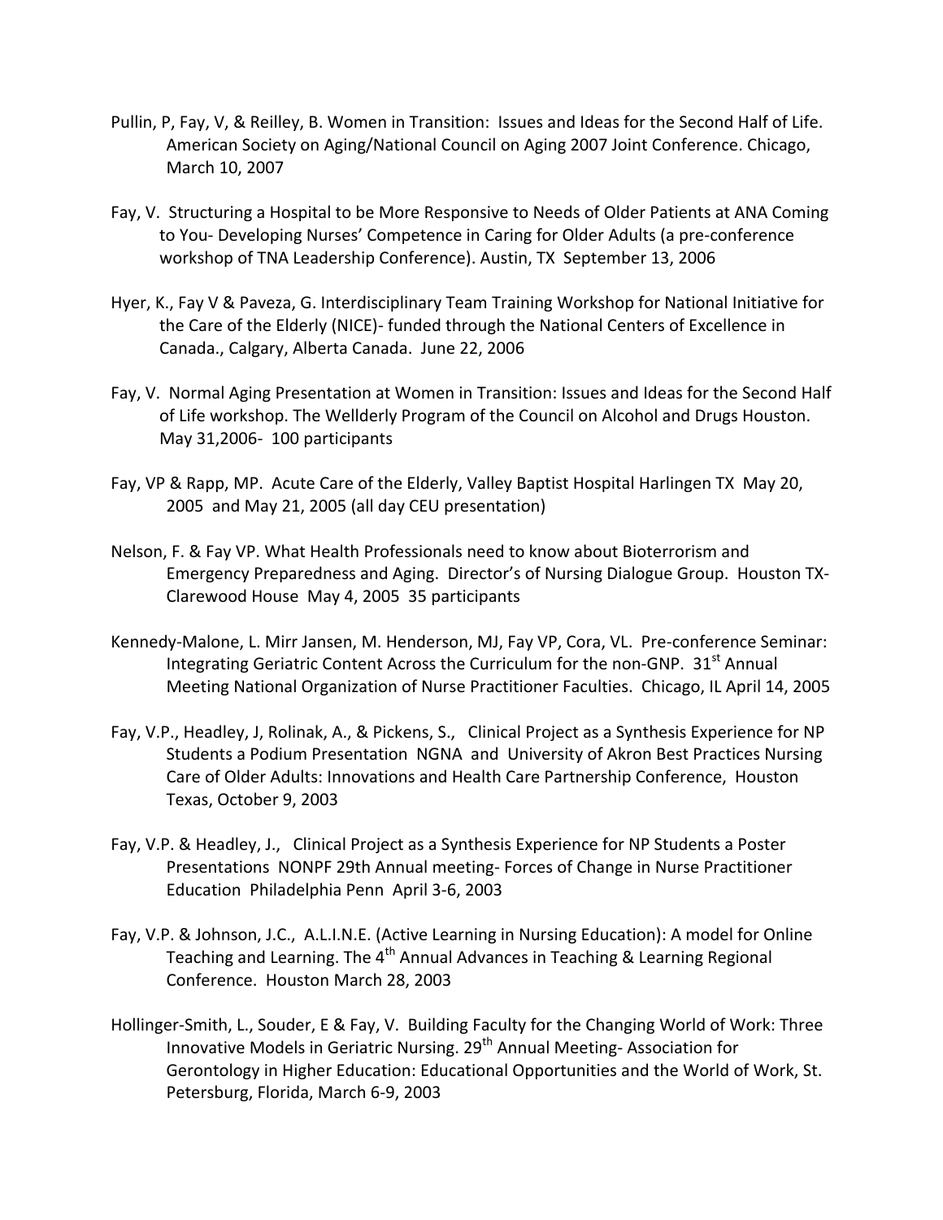Pullin, P, Fay, V, & Reilley, B. Women in Transition: Issues and Ideas for the Second Half of Life. American Society on Aging/National Council on Aging 2007 Joint Conference. Chicago, March 10, 2007

Fay, V. Structuring a Hospital to be More Responsive to Needs of Older Patients at ANA Coming to You- Developing Nurses' Competence in Caring for Older Adults (a pre-conference workshop of TNA Leadership Conference). Austin, TX September 13, 2006

Hyer, K., Fay V & Paveza, G. Interdisciplinary Team Training Workshop for National Initiative for the Care of the Elderly (NICE)- funded through the National Centers of Excellence in Canada., Calgary, Alberta Canada. June 22, 2006

Fay, V. Normal Aging Presentation at Women in Transition: Issues and Ideas for the Second Half of Life workshop. The Wellderly Program of the Council on Alcohol and Drugs Houston. May 31,2006- 100 participants

Fay, VP & Rapp, MP. Acute Care of the Elderly, Valley Baptist Hospital Harlingen TX May 20, 2005 and May 21, 2005 (all day CEU presentation)

Nelson, F. & Fay VP. What Health Professionals need to know about Bioterrorism and Emergency Preparedness and Aging. Director's of Nursing Dialogue Group. Houston TX- Clarewood House May 4, 2005 35 participants

Kennedy-Malone, L. Mirr Jansen, M. Henderson, MJ, Fay VP, Cora, VL. Pre-conference Seminar: Integrating Geriatric Content Across the Curriculum for the non-GNP. 31st Annual Meeting National Organization of Nurse Practitioner Faculties. Chicago, IL April 14, 2005

Fay, V.P., Headley, J, Rolinak, A., & Pickens, S., Clinical Project as a Synthesis Experience for NP Students a Podium Presentation NGNA and University of Akron Best Practices Nursing Care of Older Adults: Innovations and Health Care Partnership Conference, Houston Texas, October 9, 2003

Fay, V.P. & Headley, J., Clinical Project as a Synthesis Experience for NP Students a Poster Presentations NONPF 29th Annual meeting- Forces of Change in Nurse Practitioner Education Philadelphia Penn April 3-6, 2003

Fay, V.P. & Johnson, J.C., A.L.I.N.E. (Active Learning in Nursing Education): A model for Online Teaching and Learning. The 4th Annual Advances in Teaching & Learning Regional Conference. Houston March 28, 2003

Hollinger-Smith, L., Souder, E & Fay, V. Building Faculty for the Changing World of Work: Three Innovative Models in Geriatric Nursing. 29th Annual Meeting- Association for Gerontology in Higher Education: Educational Opportunities and the World of Work, St. Petersburg, Florida, March 6-9, 2003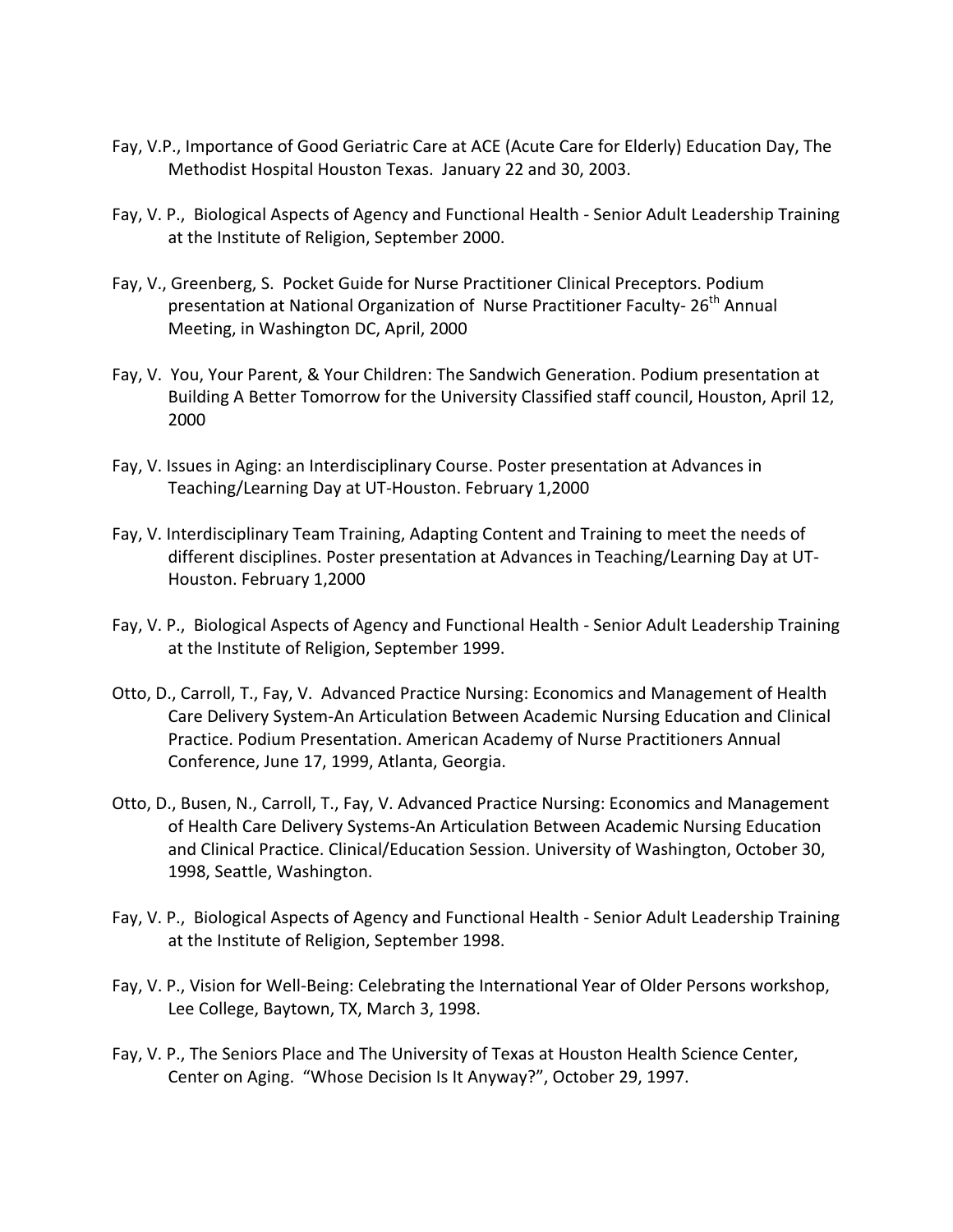Fay, V.P., Importance of Good Geriatric Care at ACE (Acute Care for Elderly) Education Day, The Methodist Hospital Houston Texas. January 22 and 30, 2003.

Fay, V. P., Biological Aspects of Agency and Functional Health - Senior Adult Leadership Training at the Institute of Religion, September 2000.

Fay, V., Greenberg, S. Pocket Guide for Nurse Practitioner Clinical Preceptors. Podium presentation at National Organization of Nurse Practitioner Faculty- 26th Annual Meeting, in Washington DC, April, 2000

Fay, V. You, Your Parent, & Your Children: The Sandwich Generation. Podium presentation at Building A Better Tomorrow for the University Classified staff council, Houston, April 12, 2000

Fay, V. Issues in Aging: an Interdisciplinary Course. Poster presentation at Advances in Teaching/Learning Day at UT-Houston. February 1,2000

Fay, V. Interdisciplinary Team Training, Adapting Content and Training to meet the needs of different disciplines. Poster presentation at Advances in Teaching/Learning Day at UT-Houston. February 1,2000

Fay, V. P., Biological Aspects of Agency and Functional Health - Senior Adult Leadership Training at the Institute of Religion, September 1999.

Otto, D., Carroll, T., Fay, V. Advanced Practice Nursing: Economics and Management of Health Care Delivery System-An Articulation Between Academic Nursing Education and Clinical Practice. Podium Presentation. American Academy of Nurse Practitioners Annual Conference, June 17, 1999, Atlanta, Georgia.

Otto, D., Busen, N., Carroll, T., Fay, V. Advanced Practice Nursing: Economics and Management of Health Care Delivery Systems-An Articulation Between Academic Nursing Education and Clinical Practice. Clinical/Education Session. University of Washington, October 30, 1998, Seattle, Washington.

Fay, V. P., Biological Aspects of Agency and Functional Health - Senior Adult Leadership Training at the Institute of Religion, September 1998.

Fay, V. P., Vision for Well-Being: Celebrating the International Year of Older Persons workshop, Lee College, Baytown, TX, March 3, 1998.

Fay, V. P., The Seniors Place and The University of Texas at Houston Health Science Center, Center on Aging. "Whose Decision Is It Anyway?", October 29, 1997.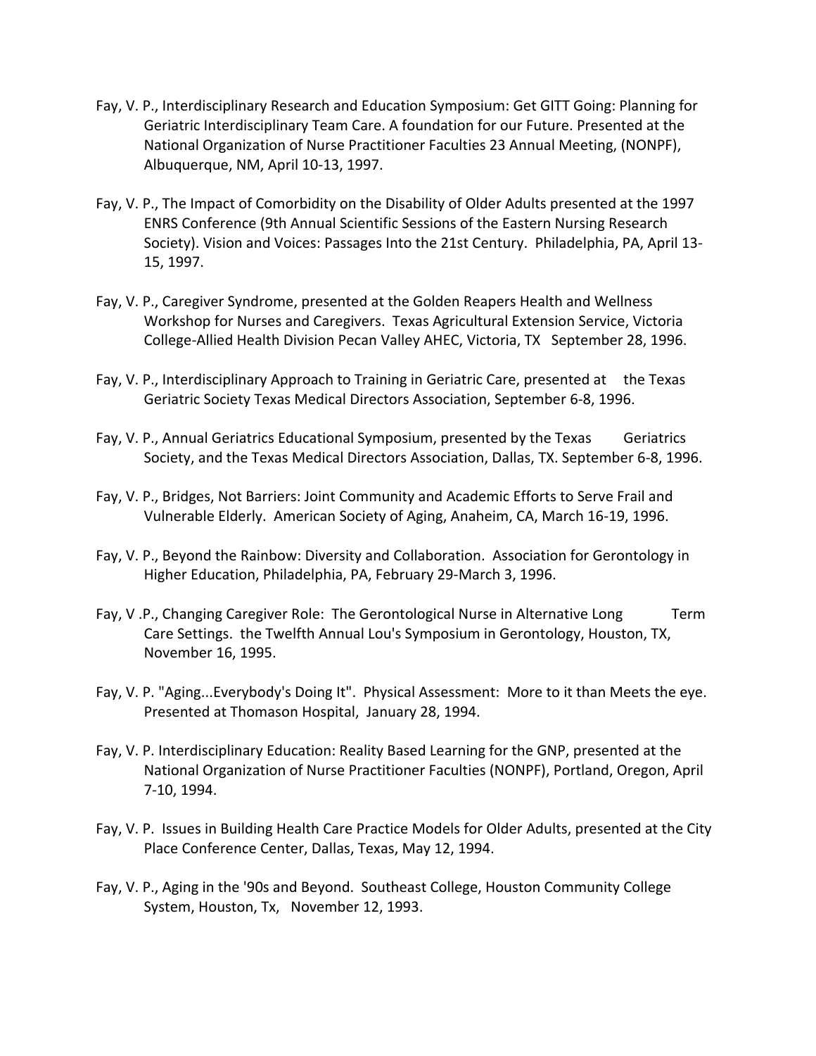Fay, V. P., Interdisciplinary Research and Education Symposium: Get GITT Going: Planning for Geriatric Interdisciplinary Team Care. A foundation for our Future. Presented at the National Organization of Nurse Practitioner Faculties 23 Annual Meeting, (NONPF), Albuquerque, NM, April 10-13, 1997.

Fay, V. P., The Impact of Comorbidity on the Disability of Older Adults presented at the 1997 ENRS Conference (9th Annual Scientific Sessions of the Eastern Nursing Research Society). Vision and Voices: Passages Into the 21st Century. Philadelphia, PA, April 13-15, 1997.

Fay, V. P., Caregiver Syndrome, presented at the Golden Reapers Health and Wellness Workshop for Nurses and Caregivers. Texas Agricultural Extension Service, Victoria College-Allied Health Division Pecan Valley AHEC, Victoria, TX September 28, 1996.

Fay, V. P., Interdisciplinary Approach to Training in Geriatric Care, presented at the Texas Geriatric Society Texas Medical Directors Association, September 6-8, 1996.

Fay, V. P., Annual Geriatrics Educational Symposium, presented by the Texas Geriatrics Society, and the Texas Medical Directors Association, Dallas, TX. September 6-8, 1996.

Fay, V. P., Bridges, Not Barriers: Joint Community and Academic Efforts to Serve Frail and Vulnerable Elderly. American Society of Aging, Anaheim, CA, March 16-19, 1996.

Fay, V. P., Beyond the Rainbow: Diversity and Collaboration. Association for Gerontology in Higher Education, Philadelphia, PA, February 29-March 3, 1996.

Fay, V .P., Changing Caregiver Role: The Gerontological Nurse in Alternative Long Term Care Settings. the Twelfth Annual Lou's Symposium in Gerontology, Houston, TX, November 16, 1995.

Fay, V. P. "Aging...Everybody's Doing It". Physical Assessment: More to it than Meets the eye. Presented at Thomason Hospital, January 28, 1994.

Fay, V. P. Interdisciplinary Education: Reality Based Learning for the GNP, presented at the National Organization of Nurse Practitioner Faculties (NONPF), Portland, Oregon, April 7-10, 1994.

Fay, V. P. Issues in Building Health Care Practice Models for Older Adults, presented at the City Place Conference Center, Dallas, Texas, May 12, 1994.

Fay, V. P., Aging in the '90s and Beyond. Southeast College, Houston Community College System, Houston, Tx, November 12, 1993.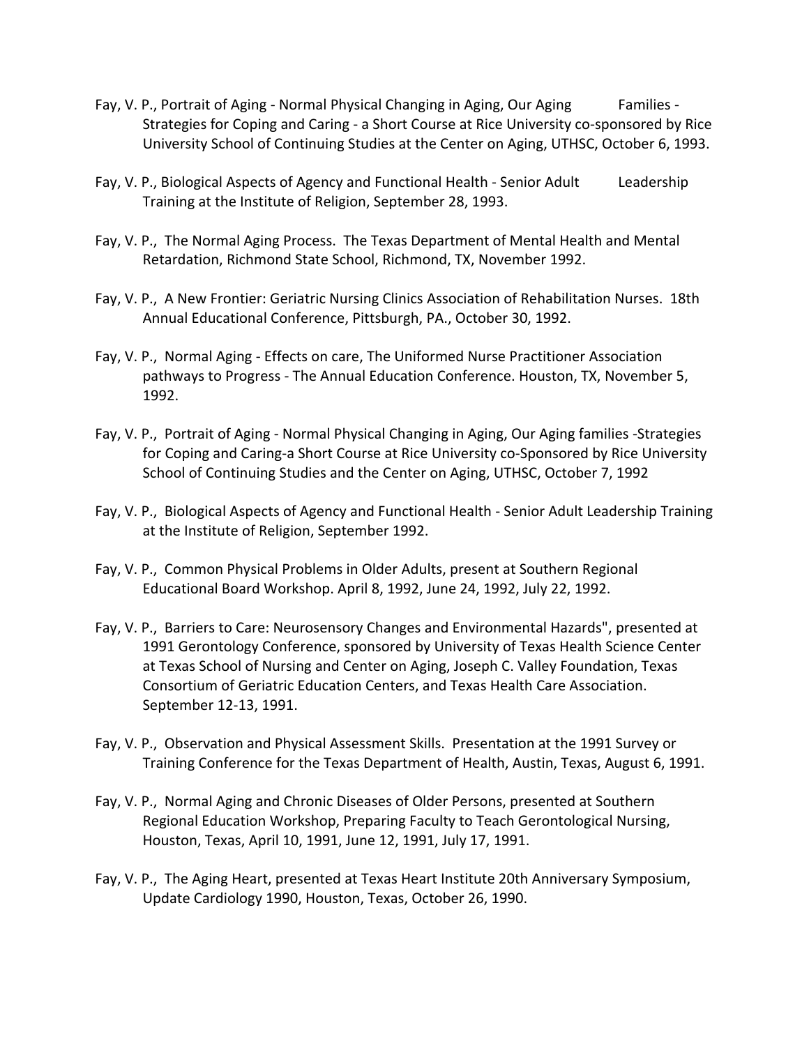Fay, V. P., Portrait of Aging - Normal Physical Changing in Aging, Our Aging Families - Strategies for Coping and Caring - a Short Course at Rice University co-sponsored by Rice University School of Continuing Studies at the Center on Aging, UTHSC, October 6, 1993.

Fay, V. P., Biological Aspects of Agency and Functional Health - Senior Adult Leadership Training at the Institute of Religion, September 28, 1993.

Fay, V. P., The Normal Aging Process. The Texas Department of Mental Health and Mental Retardation, Richmond State School, Richmond, TX, November 1992.

Fay, V. P., A New Frontier: Geriatric Nursing Clinics Association of Rehabilitation Nurses. 18th Annual Educational Conference, Pittsburgh, PA., October 30, 1992.

Fay, V. P., Normal Aging - Effects on care, The Uniformed Nurse Practitioner Association pathways to Progress - The Annual Education Conference. Houston, TX, November 5, 1992.

Fay, V. P., Portrait of Aging - Normal Physical Changing in Aging, Our Aging families -Strategies for Coping and Caring-a Short Course at Rice University co-Sponsored by Rice University School of Continuing Studies and the Center on Aging, UTHSC, October 7, 1992

Fay, V. P., Biological Aspects of Agency and Functional Health - Senior Adult Leadership Training at the Institute of Religion, September 1992.

Fay, V. P., Common Physical Problems in Older Adults, present at Southern Regional Educational Board Workshop. April 8, 1992, June 24, 1992, July 22, 1992.

Fay, V. P., Barriers to Care: Neurosensory Changes and Environmental Hazards", presented at 1991 Gerontology Conference, sponsored by University of Texas Health Science Center at Texas School of Nursing and Center on Aging, Joseph C. Valley Foundation, Texas Consortium of Geriatric Education Centers, and Texas Health Care Association. September 12-13, 1991.

Fay, V. P., Observation and Physical Assessment Skills. Presentation at the 1991 Survey or Training Conference for the Texas Department of Health, Austin, Texas, August 6, 1991.

Fay, V. P., Normal Aging and Chronic Diseases of Older Persons, presented at Southern Regional Education Workshop, Preparing Faculty to Teach Gerontological Nursing, Houston, Texas, April 10, 1991, June 12, 1991, July 17, 1991.

Fay, V. P., The Aging Heart, presented at Texas Heart Institute 20th Anniversary Symposium, Update Cardiology 1990, Houston, Texas, October 26, 1990.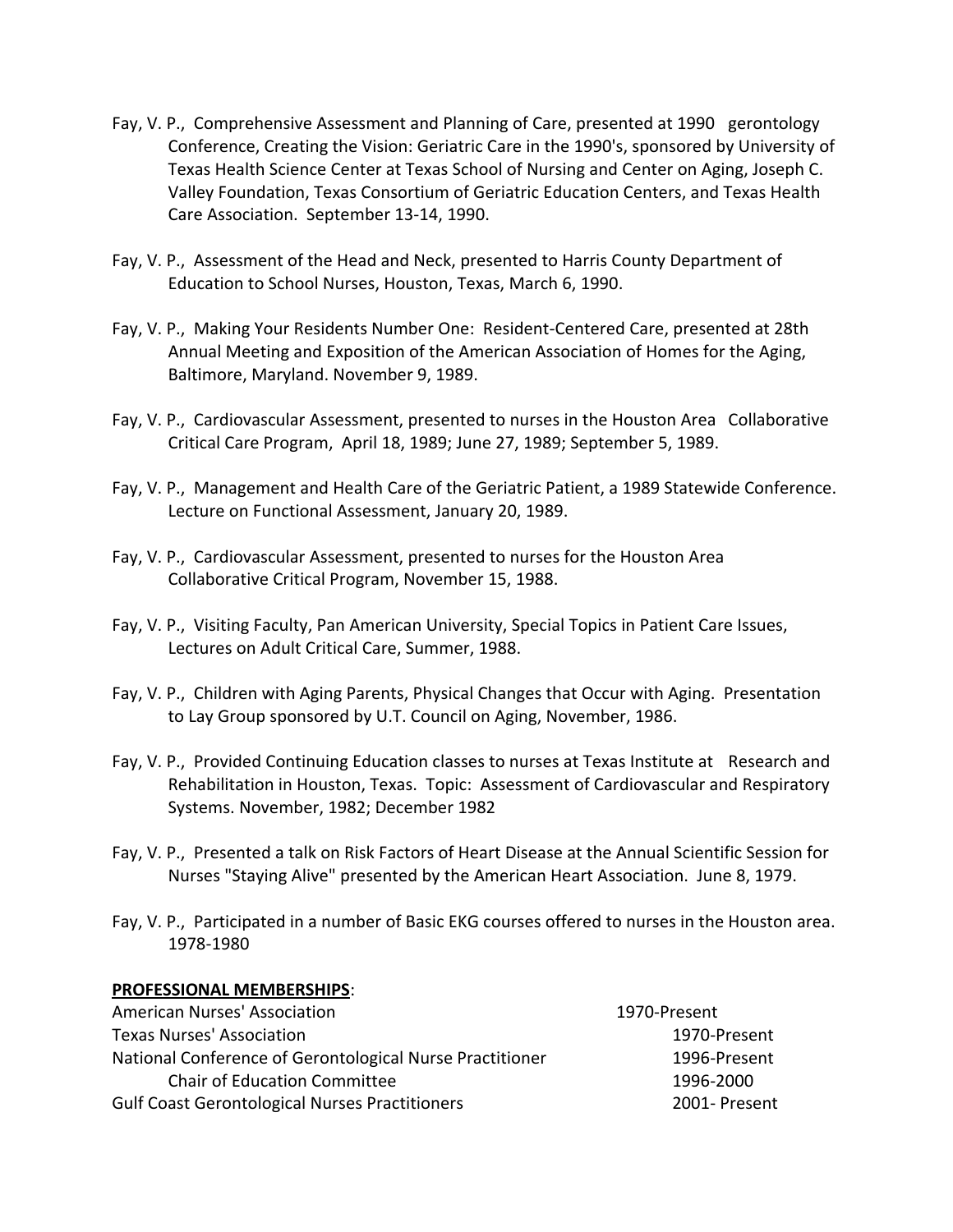Fay, V. P., Comprehensive Assessment and Planning of Care, presented at 1990 gerontology Conference, Creating the Vision: Geriatric Care in the 1990's, sponsored by University of Texas Health Science Center at Texas School of Nursing and Center on Aging, Joseph C. Valley Foundation, Texas Consortium of Geriatric Education Centers, and Texas Health Care Association. September 13-14, 1990.

Fay, V. P., Assessment of the Head and Neck, presented to Harris County Department of Education to School Nurses, Houston, Texas, March 6, 1990.

Fay, V. P., Making Your Residents Number One: Resident-Centered Care, presented at 28th Annual Meeting and Exposition of the American Association of Homes for the Aging, Baltimore, Maryland. November 9, 1989.

Fay, V. P., Cardiovascular Assessment, presented to nurses in the Houston Area Collaborative Critical Care Program, April 18, 1989; June 27, 1989; September 5, 1989.

Fay, V. P., Management and Health Care of the Geriatric Patient, a 1989 Statewide Conference. Lecture on Functional Assessment, January 20, 1989.

Fay, V. P., Cardiovascular Assessment, presented to nurses for the Houston Area Collaborative Critical Program, November 15, 1988.

Fay, V. P., Visiting Faculty, Pan American University, Special Topics in Patient Care Issues, Lectures on Adult Critical Care, Summer, 1988.

Fay, V. P., Children with Aging Parents, Physical Changes that Occur with Aging. Presentation to Lay Group sponsored by U.T. Council on Aging, November, 1986.

Fay, V. P., Provided Continuing Education classes to nurses at Texas Institute at Research and Rehabilitation in Houston, Texas. Topic: Assessment of Cardiovascular and Respiratory Systems. November, 1982; December 1982

Fay, V. P., Presented a talk on Risk Factors of Heart Disease at the Annual Scientific Session for Nurses "Staying Alive" presented by the American Heart Association. June 8, 1979.

Fay, V. P., Participated in a number of Basic EKG courses offered to nurses in the Houston area. 1978-1980

**PROFESSIONAL MEMBERSHIPS**:

| | |
|---|---|
| American Nurses' Association | 1970-Present |
| Texas Nurses' Association | 1970-Present |
| National Conference of Gerontological Nurse Practitioner | 1996-Present |
| Chair of Education Committee | 1996-2000 |
| Gulf Coast Gerontological Nurses Practitioners | 2001- Present |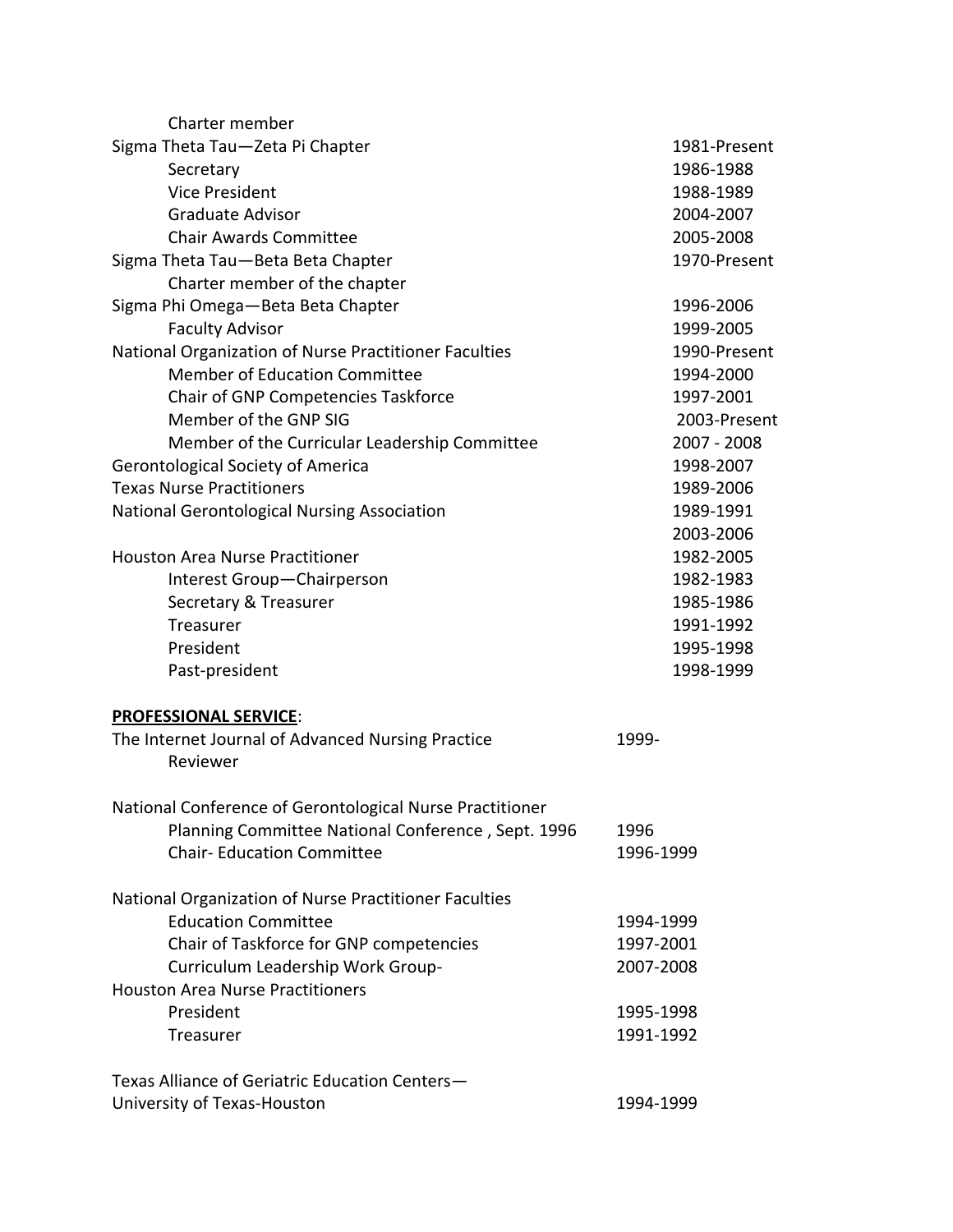Charter member

| | |
|---|---|
| Sigma Theta Tau—Zeta Pi Chapter | 1981-Present |
| Secretary | 1986-1988 |
| Vice President | 1988-1989 |
| Graduate Advisor | 2004-2007 |
| Chair Awards Committee | 2005-2008 |
| Sigma Theta Tau—Beta Beta Chapter | 1970-Present |
| Charter member of the chapter | |
| Sigma Phi Omega—Beta Beta Chapter | 1996-2006 |
| Faculty Advisor | 1999-2005 |
| National Organization of Nurse Practitioner Faculties | 1990-Present |
| Member of Education Committee | 1994-2000 |
| Chair of GNP Competencies Taskforce | 1997-2001 |
| Member of the GNP SIG | 2003-Present |
| Member of the Curricular Leadership Committee | 2007 - 2008 |
| Gerontological Society of America | 1998-2007 |
| Texas Nurse Practitioners | 1989-2006 |
| National Gerontological Nursing Association | 1989-1991 |
| | 2003-2006 |
| Houston Area Nurse Practitioner | 1982-2005 |
| Interest Group—Chairperson | 1982-1983 |
| Secretary & Treasurer | 1985-1986 |
| Treasurer | 1991-1992 |
| President | 1995-1998 |
| Past-president | 1998-1999 |

**PROFESSIONAL SERVICE**:

The Internet Journal of Advanced Nursing Practice 1999-
Reviewer

National Conference of Gerontological Nurse Practitioner

| | |
|---|---|
| Planning Committee National Conference , Sept. 1996 | 1996 |
| Chair- Education Committee | 1996-1999 |

National Organization of Nurse Practitioner Faculties

| | |
|---|---|
| Education Committee | 1994-1999 |
| Chair of Taskforce for GNP competencies | 1997-2001 |
| Curriculum Leadership Work Group- | 2007-2008 |

Houston Area Nurse Practitioners

| | |
|---|---|
| President | 1995-1998 |
| Treasurer | 1991-1992 |

Texas Alliance of Geriatric Education Centers—
University of Texas-Houston 1994-1999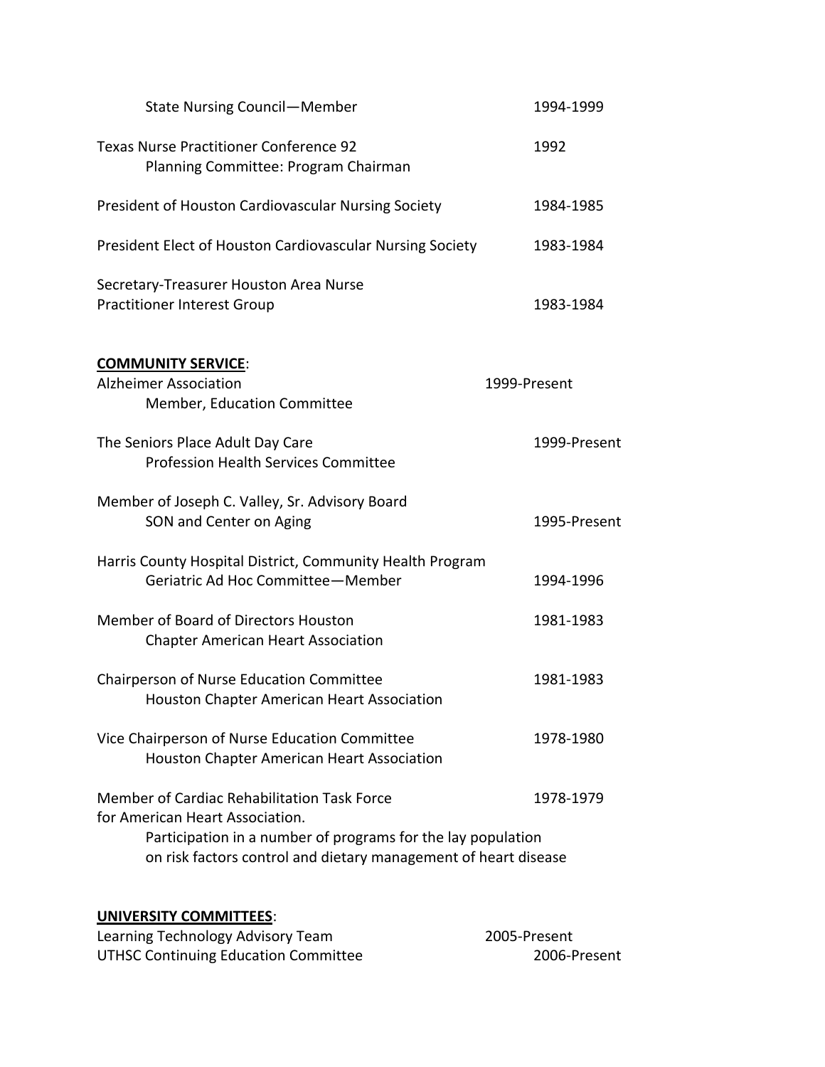State Nursing Council—Member 1994-1999

Texas Nurse Practitioner Conference 92 1992
Planning Committee: Program Chairman

President of Houston Cardiovascular Nursing Society 1984-1985

President Elect of Houston Cardiovascular Nursing Society 1983-1984

Secretary-Treasurer Houston Area Nurse
Practitioner Interest Group 1983-1984

**COMMUNITY SERVICE**:

Alzheimer Association 1999-Present
Member, Education Committee

The Seniors Place Adult Day Care 1999-Present
Profession Health Services Committee

Member of Joseph C. Valley, Sr. Advisory Board
SON and Center on Aging 1995-Present

Harris County Hospital District, Community Health Program
Geriatric Ad Hoc Committee—Member 1994-1996

Member of Board of Directors Houston 1981-1983
Chapter American Heart Association

Chairperson of Nurse Education Committee 1981-1983
Houston Chapter American Heart Association

Vice Chairperson of Nurse Education Committee 1978-1980
Houston Chapter American Heart Association

Member of Cardiac Rehabilitation Task Force 1978-1979
for American Heart Association.
Participation in a number of programs for the lay population
on risk factors control and dietary management of heart disease

**UNIVERSITY COMMITTEES**:

Learning Technology Advisory Team 2005-Present
UTHSC Continuing Education Committee 2006-Present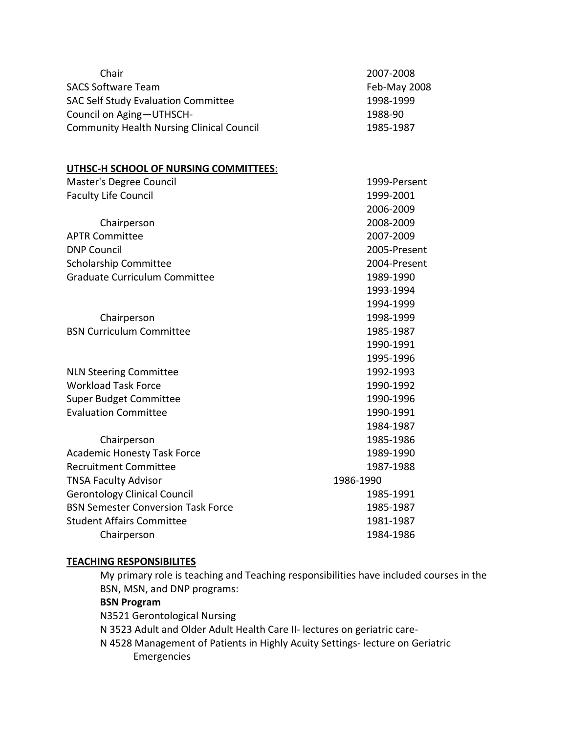| | |
|---|---|
| Chair | 2007-2008 |
| SACS Software Team | Feb-May 2008 |
| SAC Self Study Evaluation Committee | 1998-1999 |
| Council on Aging—UTHSCH- | 1988-90 |
| Community Health Nursing Clinical Council | 1985-1987 |

**UTHSC-H SCHOOL OF NURSING COMMITTEES**:

| | |
|---|---|
| Master's Degree Council | 1999-Persent |
| Faculty Life Council | 1999-2001 |
| | 2006-2009 |
| Chairperson | 2008-2009 |
| APTR Committee | 2007-2009 |
| DNP Council | 2005-Present |
| Scholarship Committee | 2004-Present |
| Graduate Curriculum Committee | 1989-1990 |
| | 1993-1994 |
| | 1994-1999 |
| Chairperson | 1998-1999 |
| BSN Curriculum Committee | 1985-1987 |
| | 1990-1991 |
| | 1995-1996 |
| NLN Steering Committee | 1992-1993 |
| Workload Task Force | 1990-1992 |
| Super Budget Committee | 1990-1996 |
| Evaluation Committee | 1990-1991 |
| | 1984-1987 |
| Chairperson | 1985-1986 |
| Academic Honesty Task Force | 1989-1990 |
| Recruitment Committee | 1987-1988 |
| TNSA Faculty Advisor | 1986-1990 |
| Gerontology Clinical Council | 1985-1991 |
| BSN Semester Conversion Task Force | 1985-1987 |
| Student Affairs Committee | 1981-1987 |
| Chairperson | 1984-1986 |

**TEACHING RESPONSIBILITES**

My primary role is teaching and Teaching responsibilities have included courses in the BSN, MSN, and DNP programs:

**BSN Program**

N3521 Gerontological Nursing

N 3523 Adult and Older Adult Health Care II- lectures on geriatric care-

N 4528 Management of Patients in Highly Acuity Settings- lecture on Geriatric Emergencies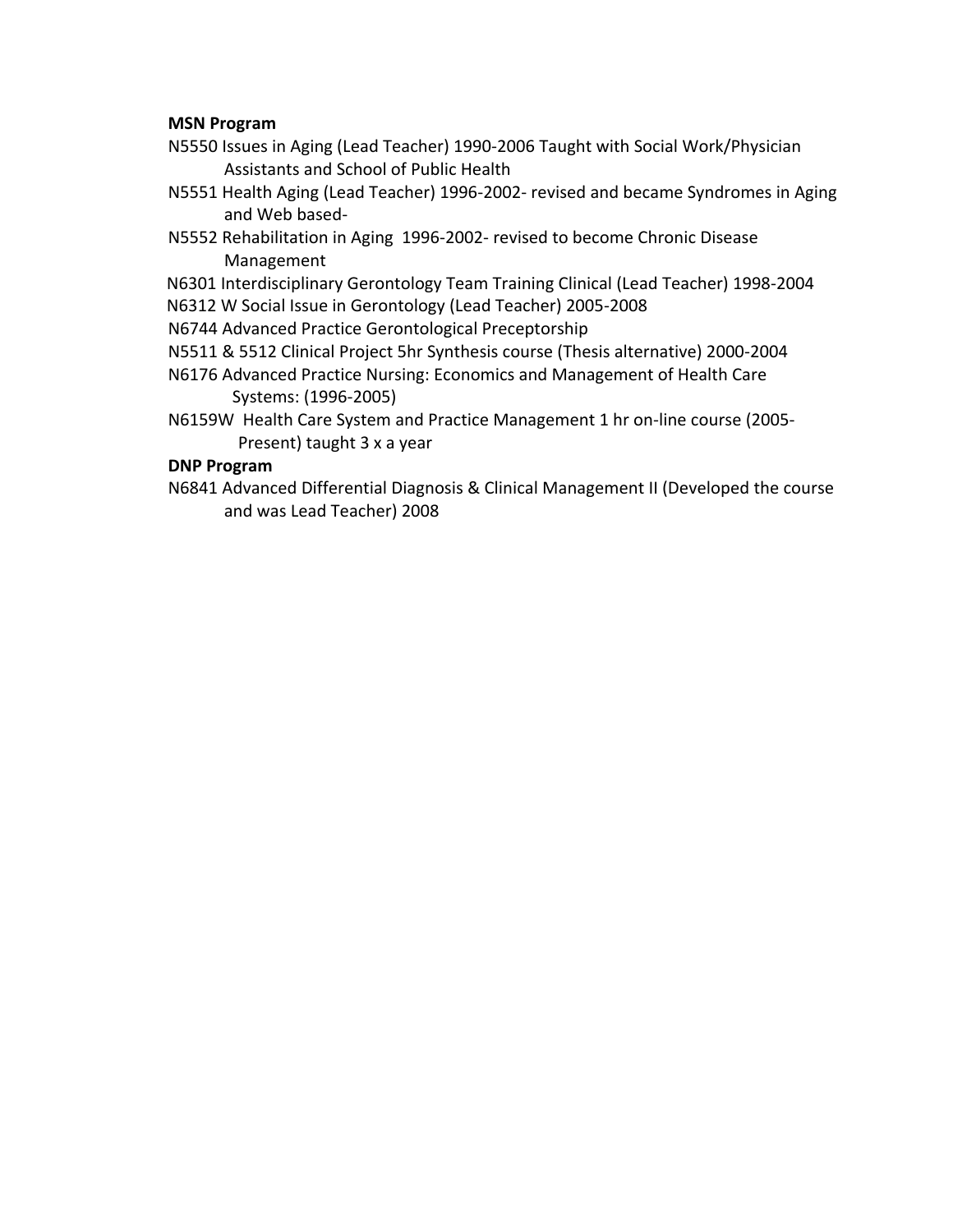**MSN Program**

N5550 Issues in Aging (Lead Teacher) 1990-2006 Taught with Social Work/Physician Assistants and School of Public Health

N5551 Health Aging (Lead Teacher) 1996-2002- revised and became Syndromes in Aging and Web based-

N5552 Rehabilitation in Aging 1996-2002- revised to become Chronic Disease Management

N6301 Interdisciplinary Gerontology Team Training Clinical (Lead Teacher) 1998-2004

N6312 W Social Issue in Gerontology (Lead Teacher) 2005-2008

N6744 Advanced Practice Gerontological Preceptorship

N5511 & 5512 Clinical Project 5hr Synthesis course (Thesis alternative) 2000-2004

N6176 Advanced Practice Nursing: Economics and Management of Health Care Systems: (1996-2005)

N6159W Health Care System and Practice Management 1 hr on-line course (2005-Present) taught 3 x a year

**DNP Program**

N6841 Advanced Differential Diagnosis & Clinical Management II (Developed the course and was Lead Teacher) 2008